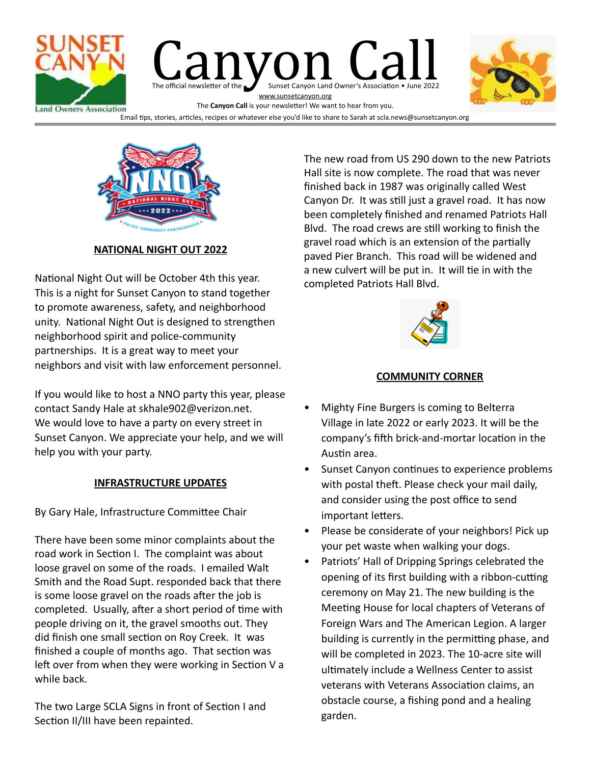# Canyon Call

The official newsletter of the Sunset Canyon Land Owner's Association • June 2022

www.sunsetcanyon.org

The **Canyon Call** is your newsletter! We want to hear from you.

Email tips, stories, articles, recipes or whatever else you'd like to share to Sarah at scla.news@sunsetcanyon.org

## NATIONAL NIGHT OUT 2022

National Night Out will be October 4th this year. This is a night for Sunset Canyon to stand together to promote awareness, safety, and neighborhood unity. National Night Out is designed to strengthen neighborhood spirit and police-community partnerships. It is a great way to meet your neighbors and visit with law enforcement personnel.

If you would like to host a NNO party this year, please contact Sandy Hale at skhale902@verizon.net. We would love to have a party on every street in Sunset Canyon. We appreciate your help, and we will help you with your party.

## INFRASTRUCTURE UPDATES

By Gary Hale, Infrastructure Committee Chair

There have been some minor complaints about the road work in Section I. The complaint was about loose gravel on some of the roads. I emailed Walt Smith and the Road Supt. responded back that there is some loose gravel on the roads after the job is completed. Usually, after a short period of time with people driving on it, the gravel smooths out. They did finish one small section on Roy Creek. It was finished a couple of months ago. That section was left over from when they were working in Section V a while back.

The two Large SCLA Signs in front of Section I and Section II/III have been repainted.

The new road from US 290 down to the new Patriots Hall site is now complete. The road that was never finished back in 1987 was originally called West Canyon Dr. It was still just a gravel road. It has now been completely finished and renamed Patriots Hall Blvd. The road crews are still working to finish the gravel road which is an extension of the partially paved Pier Branch. This road will be widened and a new culvert will be put in. It will tie in with the completed Patriots Hall Blvd.

## COMMUNITY CORNER

- Mighty Fine Burgers is coming to Belterra Village in late 2022 or early 2023. It will be the company's fifth brick-and-mortar location in the Austin area.
- Sunset Canyon continues to experience problems with postal theft. Please check your mail daily, and consider using the post office to send important letters.
- Please be considerate of your neighbors! Pick up your pet waste when walking your dogs.
- Patriots' Hall of Dripping Springs celebrated the opening of its first building with a ribbon-cutting ceremony on May 21. The new building is the Meeting House for local chapters of Veterans of Foreign Wars and The American Legion. A larger building is currently in the permitting phase, and will be completed in 2023. The 10-acre site will ultimately include a Wellness Center to assist veterans with Veterans Association claims, an obstacle course, a fishing pond and a healing garden.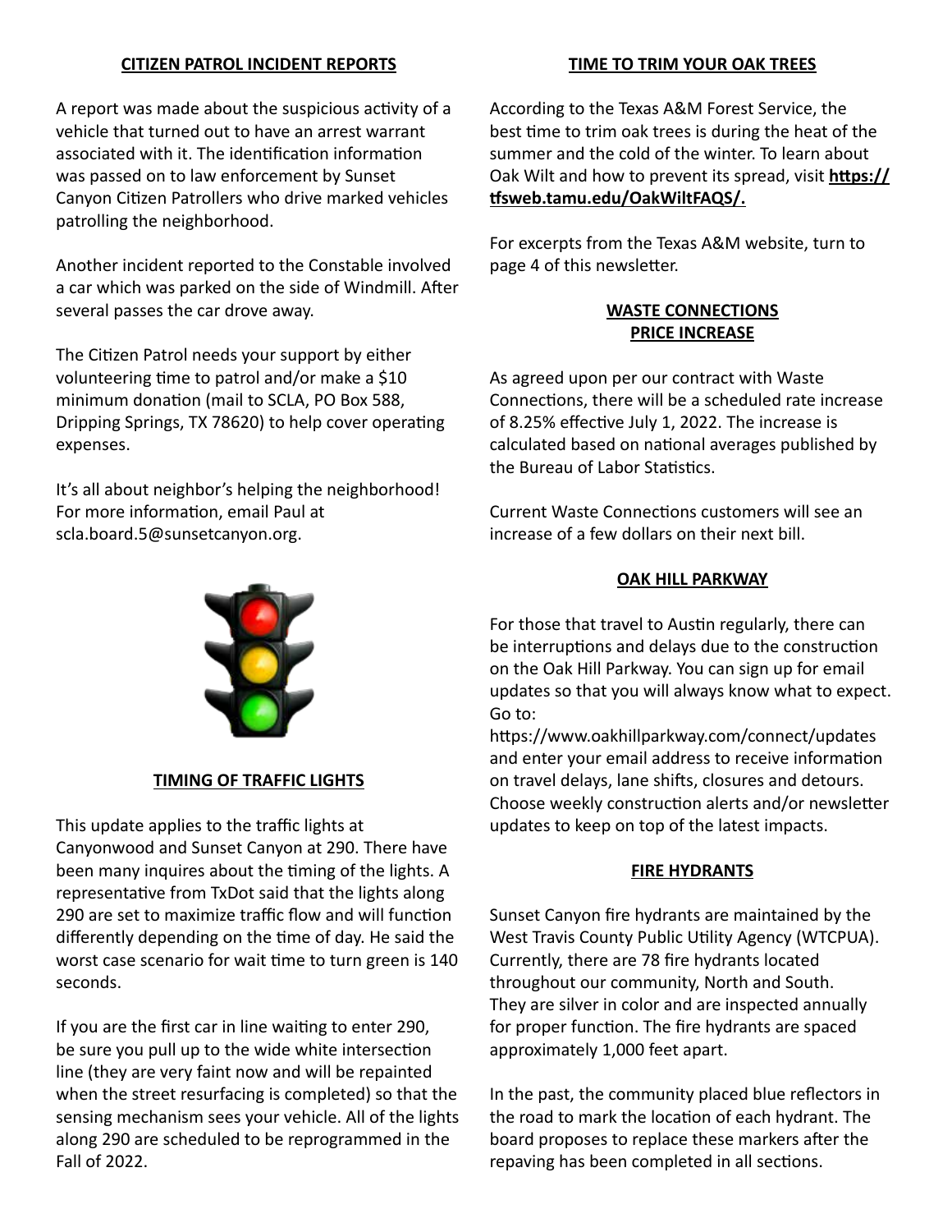## CITIZEN PATROL INCIDENT REPORTS

A report was made about the suspicious activity of a vehicle that turned out to have an arrest warrant associated with it. The identification information was passed on to law enforcement by Sunset Canyon Citizen Patrollers who drive marked vehicles patrolling the neighborhood.

Another incident reported to the Constable involved a car which was parked on the side of Windmill. After several passes the car drove away.

The Citizen Patrol needs your support by either volunteering time to patrol and/or make a $10 minimum donation (mail to SCLA, PO Box 588, Dripping Springs, TX 78620) to help cover operating expenses.

It's all about neighbor's helping the neighborhood! For more information, email Paul at scla.board.5@sunsetcanyon.org.

## TIMING OF TRAFFIC LIGHTS

This update applies to the traffic lights at Canyonwood and Sunset Canyon at 290. There have been many inquires about the timing of the lights. A representative from TxDot said that the lights along 290 are set to maximize traffic flow and will function differently depending on the time of day. He said the worst case scenario for wait time to turn green is 140 seconds.

If you are the first car in line waiting to enter 290, be sure you pull up to the wide white intersection line (they are very faint now and will be repainted when the street resurfacing is completed) so that the sensing mechanism sees your vehicle. All of the lights along 290 are scheduled to be reprogrammed in the Fall of 2022.

## TIME TO TRIM YOUR OAK TREES

According to the Texas A&M Forest Service, the best time to trim oak trees is during the heat of the summer and the cold of the winter. To learn about Oak Wilt and how to prevent its spread, visit **https://tfsweb.tamu.edu/OakWiltFAQS/.**

For excerpts from the Texas A&M website, turn to page 4 of this newsletter.

## WASTE CONNECTIONS PRICE INCREASE

As agreed upon per our contract with Waste Connections, there will be a scheduled rate increase of 8.25% effective July 1, 2022. The increase is calculated based on national averages published by the Bureau of Labor Statistics.

Current Waste Connections customers will see an increase of a few dollars on their next bill.

## OAK HILL PARKWAY

For those that travel to Austin regularly, there can be interruptions and delays due to the construction on the Oak Hill Parkway. You can sign up for email updates so that you will always know what to expect. Go to: https://www.oakhillparkway.com/connect/updates and enter your email address to receive information on travel delays, lane shifts, closures and detours. Choose weekly construction alerts and/or newsletter updates to keep on top of the latest impacts.

## FIRE HYDRANTS

Sunset Canyon fire hydrants are maintained by the West Travis County Public Utility Agency (WTCPUA). Currently, there are 78 fire hydrants located throughout our community, North and South. They are silver in color and are inspected annually for proper function. The fire hydrants are spaced approximately 1,000 feet apart.

In the past, the community placed blue reflectors in the road to mark the location of each hydrant. The board proposes to replace these markers after the repaving has been completed in all sections.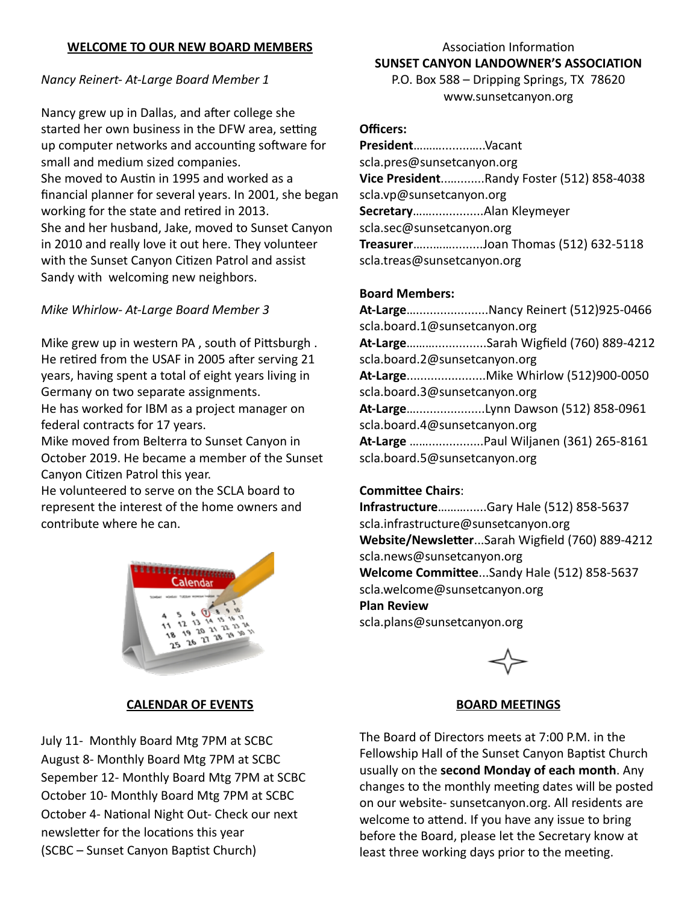## WELCOME TO OUR NEW BOARD MEMBERS

*Nancy Reinert- At-Large Board Member 1*

Nancy grew up in Dallas, and after college she started her own business in the DFW area, setting up computer networks and accounting software for small and medium sized companies.
She moved to Austin in 1995 and worked as a financial planner for several years. In 2001, she began working for the state and retired in 2013.
She and her husband, Jake, moved to Sunset Canyon in 2010 and really love it out here. They volunteer with the Sunset Canyon Citizen Patrol and assist Sandy with welcoming new neighbors.

*Mike Whirlow- At-Large Board Member 3*

Mike grew up in western PA , south of Pittsburgh . He retired from the USAF in 2005 after serving 21 years, having spent a total of eight years living in Germany on two separate assignments.
He has worked for IBM as a project manager on federal contracts for 17 years.
Mike moved from Belterra to Sunset Canyon in October 2019. He became a member of the Sunset Canyon Citizen Patrol this year.
He volunteered to serve on the SCLA board to represent the interest of the home owners and contribute where he can.

## CALENDAR OF EVENTS

July 11- Monthly Board Mtg 7PM at SCBC
August 8- Monthly Board Mtg 7PM at SCBC
Sepember 12- Monthly Board Mtg 7PM at SCBC
October 10- Monthly Board Mtg 7PM at SCBC
October 4- National Night Out- Check our next newsletter for the locations this year
(SCBC – Sunset Canyon Baptist Church)

Association Information
**SUNSET CANYON LANDOWNER'S ASSOCIATION**
P.O. Box 588 – Dripping Springs, TX 78620
www.sunsetcanyon.org

**Officers:**

**President**......................Vacant
scla.pres@sunsetcanyon.org
**Vice President**.............Randy Foster (512) 858-4038
scla.vp@sunsetcanyon.org
**Secretary**.....................Alan Kleymeyer
scla.sec@sunsetcanyon.org
**Treasurer**......................Joan Thomas (512) 632-5118
scla.treas@sunsetcanyon.org

**Board Members:**

**At-Large**........................Nancy Reinert (512)925-0466
scla.board.1@sunsetcanyon.org
**At-Large**........................Sarah Wigfield (760) 889-4212
scla.board.2@sunsetcanyon.org
**At-Large**.......................Mike Whirlow (512)900-0050
scla.board.3@sunsetcanyon.org
**At-Large**.......................Lynn Dawson (512) 858-0961
scla.board.4@sunsetcanyon.org
**At-Large** .....................Paul Wiljanen (361) 265-8161
scla.board.5@sunsetcanyon.org

**Committee Chairs**:

**Infrastructure**..............Gary Hale (512) 858-5637
scla.infrastructure@sunsetcanyon.org
**Website/Newsletter**...Sarah Wigfield (760) 889-4212
scla.news@sunsetcanyon.org
**Welcome Committee**...Sandy Hale (512) 858-5637
scla.welcome@sunsetcanyon.org
**Plan Review**
scla.plans@sunsetcanyon.org

## BOARD MEETINGS

The Board of Directors meets at 7:00 P.M. in the Fellowship Hall of the Sunset Canyon Baptist Church usually on the **second Monday of each month**. Any changes to the monthly meeting dates will be posted on our website- sunsetcanyon.org. All residents are welcome to attend. If you have any issue to bring before the Board, please let the Secretary know at least three working days prior to the meeting.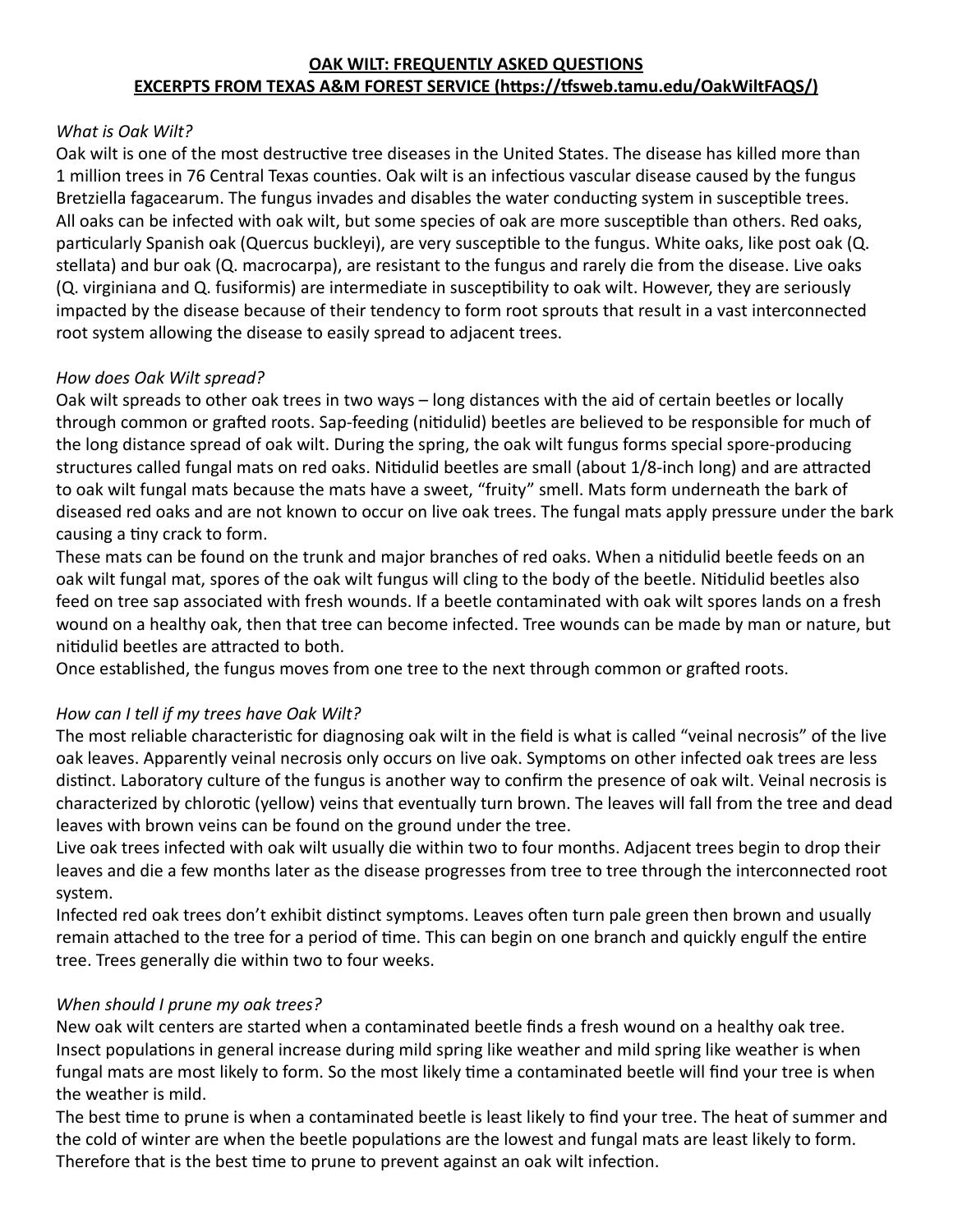**OAK WILT: FREQUENTLY ASKED QUESTIONS**
**EXCERPTS FROM TEXAS A&M FOREST SERVICE (https://tfsweb.tamu.edu/OakWiltFAQS/)**

*What is Oak Wilt?*

Oak wilt is one of the most destructive tree diseases in the United States. The disease has killed more than 1 million trees in 76 Central Texas counties. Oak wilt is an infectious vascular disease caused by the fungus Bretziella fagacearum. The fungus invades and disables the water conducting system in susceptible trees. All oaks can be infected with oak wilt, but some species of oak are more susceptible than others. Red oaks, particularly Spanish oak (Quercus buckleyi), are very susceptible to the fungus. White oaks, like post oak (Q. stellata) and bur oak (Q. macrocarpa), are resistant to the fungus and rarely die from the disease. Live oaks (Q. virginiana and Q. fusiformis) are intermediate in susceptibility to oak wilt. However, they are seriously impacted by the disease because of their tendency to form root sprouts that result in a vast interconnected root system allowing the disease to easily spread to adjacent trees.

*How does Oak Wilt spread?*

Oak wilt spreads to other oak trees in two ways – long distances with the aid of certain beetles or locally through common or grafted roots. Sap-feeding (nitidulid) beetles are believed to be responsible for much of the long distance spread of oak wilt. During the spring, the oak wilt fungus forms special spore-producing structures called fungal mats on red oaks. Nitidulid beetles are small (about 1/8-inch long) and are attracted to oak wilt fungal mats because the mats have a sweet, "fruity" smell. Mats form underneath the bark of diseased red oaks and are not known to occur on live oak trees. The fungal mats apply pressure under the bark causing a tiny crack to form.

These mats can be found on the trunk and major branches of red oaks. When a nitidulid beetle feeds on an oak wilt fungal mat, spores of the oak wilt fungus will cling to the body of the beetle. Nitidulid beetles also feed on tree sap associated with fresh wounds. If a beetle contaminated with oak wilt spores lands on a fresh wound on a healthy oak, then that tree can become infected. Tree wounds can be made by man or nature, but nitidulid beetles are attracted to both.

Once established, the fungus moves from one tree to the next through common or grafted roots.

*How can I tell if my trees have Oak Wilt?*

The most reliable characteristic for diagnosing oak wilt in the field is what is called "veinal necrosis" of the live oak leaves. Apparently veinal necrosis only occurs on live oak. Symptoms on other infected oak trees are less distinct. Laboratory culture of the fungus is another way to confirm the presence of oak wilt. Veinal necrosis is characterized by chlorotic (yellow) veins that eventually turn brown. The leaves will fall from the tree and dead leaves with brown veins can be found on the ground under the tree.

Live oak trees infected with oak wilt usually die within two to four months. Adjacent trees begin to drop their leaves and die a few months later as the disease progresses from tree to tree through the interconnected root system.

Infected red oak trees don't exhibit distinct symptoms. Leaves often turn pale green then brown and usually remain attached to the tree for a period of time. This can begin on one branch and quickly engulf the entire tree. Trees generally die within two to four weeks.

*When should I prune my oak trees?*

New oak wilt centers are started when a contaminated beetle finds a fresh wound on a healthy oak tree. Insect populations in general increase during mild spring like weather and mild spring like weather is when fungal mats are most likely to form. So the most likely time a contaminated beetle will find your tree is when the weather is mild.

The best time to prune is when a contaminated beetle is least likely to find your tree. The heat of summer and the cold of winter are when the beetle populations are the lowest and fungal mats are least likely to form. Therefore that is the best time to prune to prevent against an oak wilt infection.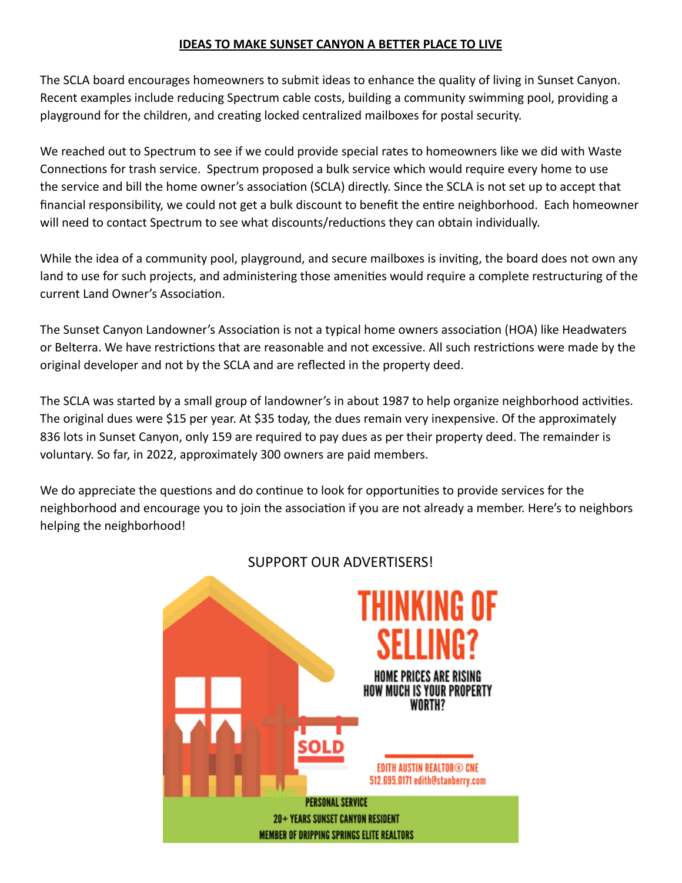# IDEAS TO MAKE SUNSET CANYON A BETTER PLACE TO LIVE

The SCLA board encourages homeowners to submit ideas to enhance the quality of living in Sunset Canyon. Recent examples include reducing Spectrum cable costs, building a community swimming pool, providing a playground for the children, and creating locked centralized mailboxes for postal security.

We reached out to Spectrum to see if we could provide special rates to homeowners like we did with Waste Connections for trash service. Spectrum proposed a bulk service which would require every home to use the service and bill the home owner's association (SCLA) directly. Since the SCLA is not set up to accept that financial responsibility, we could not get a bulk discount to benefit the entire neighborhood. Each homeowner will need to contact Spectrum to see what discounts/reductions they can obtain individually.

While the idea of a community pool, playground, and secure mailboxes is inviting, the board does not own any land to use for such projects, and administering those amenities would require a complete restructuring of the current Land Owner's Association.

The Sunset Canyon Landowner's Association is not a typical home owners association (HOA) like Headwaters or Belterra. We have restrictions that are reasonable and not excessive. All such restrictions were made by the original developer and not by the SCLA and are reflected in the property deed.

The SCLA was started by a small group of landowner's in about 1987 to help organize neighborhood activities. The original dues were $15 per year. At $35 today, the dues remain very inexpensive. Of the approximately 836 lots in Sunset Canyon, only 159 are required to pay dues as per their property deed. The remainder is voluntary. So far, in 2022, approximately 300 owners are paid members.

We do appreciate the questions and do continue to look for opportunities to provide services for the neighborhood and encourage you to join the association if you are not already a member. Here's to neighbors helping the neighborhood!

SUPPORT OUR ADVERTISERS!

**THINKING OF SELLING?**

HOME PRICES ARE RISING
HOW MUCH IS YOUR PROPERTY WORTH?

SOLD

EDITH AUSTIN REALTOR® CNE
512.695.0171 edith@stanberry.com

PERSONAL SERVICE
20+ YEARS SUNSET CANYON RESIDENT
MEMBER OF DRIPPING SPRINGS ELITE REALTORS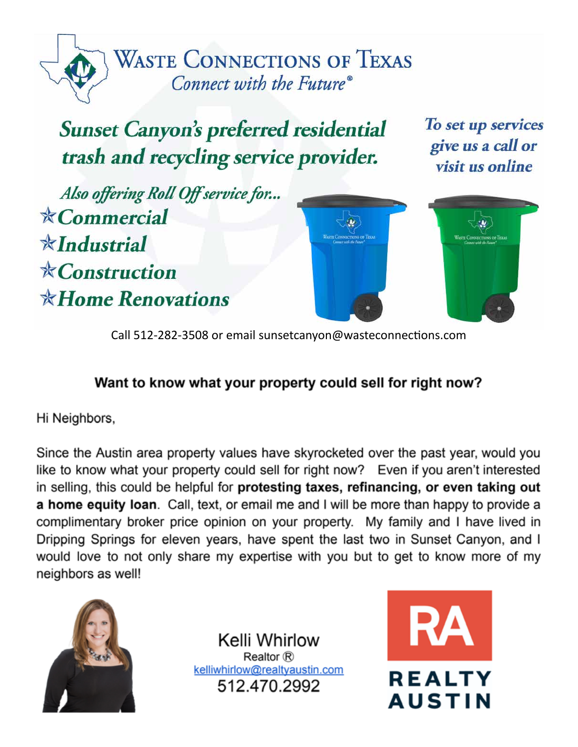# Waste Connections of Texas

*Connect with the Future®*

## *Sunset Canyon's preferred residential trash and recycling service provider.*

*To set up services give us a call or visit us online*

*Also offering Roll Off service for...*

- ☆*Commercial*
- ☆*Industrial*
- ☆*Construction*
- ☆*Home Renovations*

Call 512-282-3508 or email sunsetcanyon@wasteconnections.com

### Want to know what your property could sell for right now?

Hi Neighbors,

Since the Austin area property values have skyrocketed over the past year, would you like to know what your property could sell for right now? Even if you aren't interested in selling, this could be helpful for **protesting taxes, refinancing, or even taking out a home equity loan**. Call, text, or email me and I will be more than happy to provide a complimentary broker price opinion on your property. My family and I have lived in Dripping Springs for eleven years, have spent the last two in Sunset Canyon, and I would love to not only share my expertise with you but to get to know more of my neighbors as well!

Kelli Whirlow
Realtor ®
kelliwhirlow@realtyaustin.com
512.470.2992

RA REALTY AUSTIN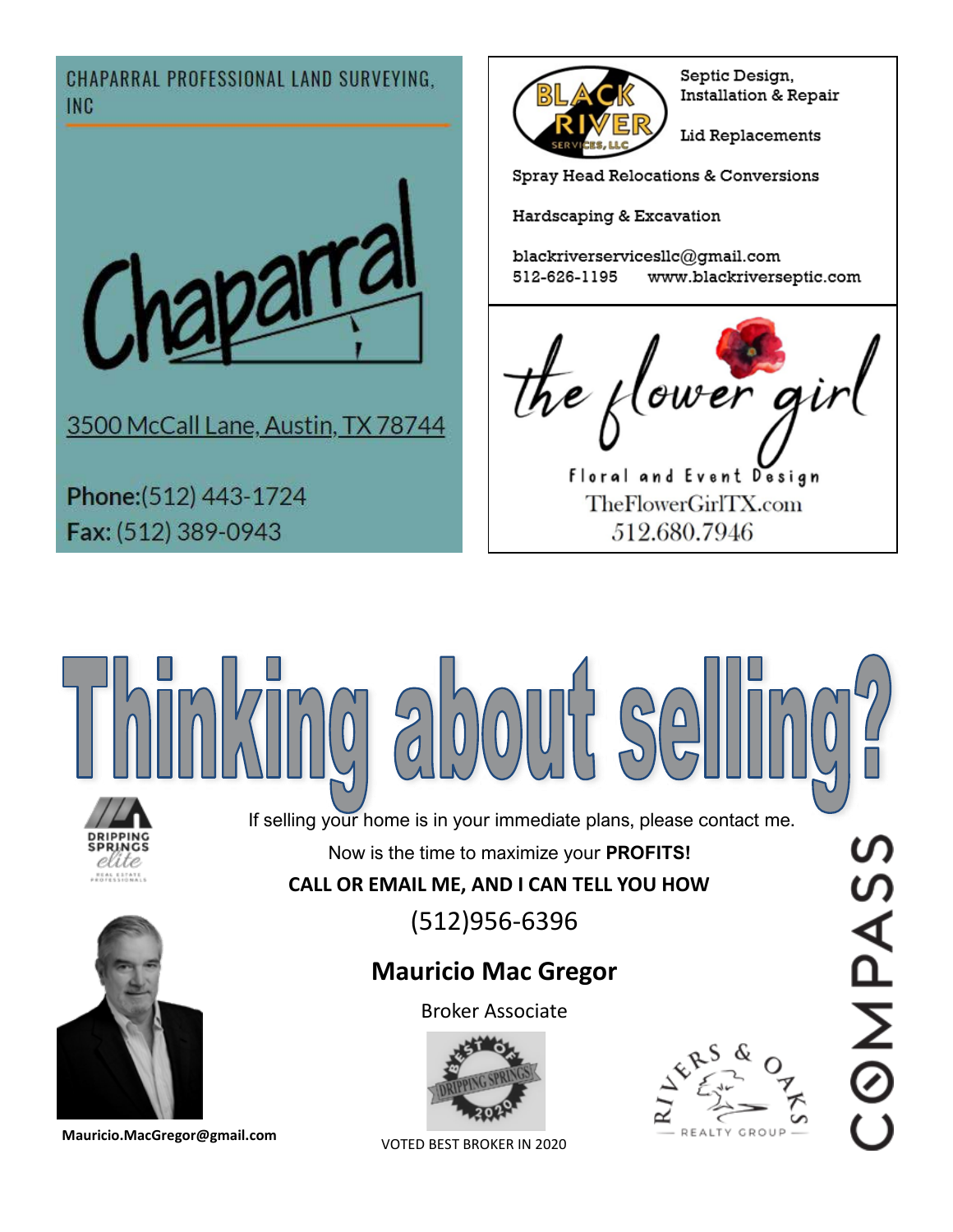CHAPARRAL PROFESSIONAL LAND SURVEYING, INC

Chaparral

3500 McCall Lane, Austin, TX 78744

**Phone:** (512) 443-1724
**Fax:** (512) 389-0943

---

BLACK RIVER SERVICES, LLC

Septic Design, Installation & Repair

Lid Replacements

Spray Head Relocations & Conversions

Hardscaping & Excavation

blackriverservicesllc@gmail.com
512-626-1195 www.blackriverseptic.com

---

the flower girl

Floral and Event Design
TheFlowerGirlTX.com
512.680.7946

---

# Thinking about selling?

DRIPPING SPRINGS elite REAL ESTATE PROFESSIONALS

If selling your home is in your immediate plans, please contact me.

Now is the time to maximize your **PROFITS!**

**CALL OR EMAIL ME, AND I CAN TELL YOU HOW**

(512)956-6396

**Mauricio Mac Gregor**

Broker Associate

BEST OF DRIPPING SPRINGS 2020

VOTED BEST BROKER IN 2020

**Mauricio.MacGregor@gmail.com**

RIVERS & OAKS REALTY GROUP

COMPASS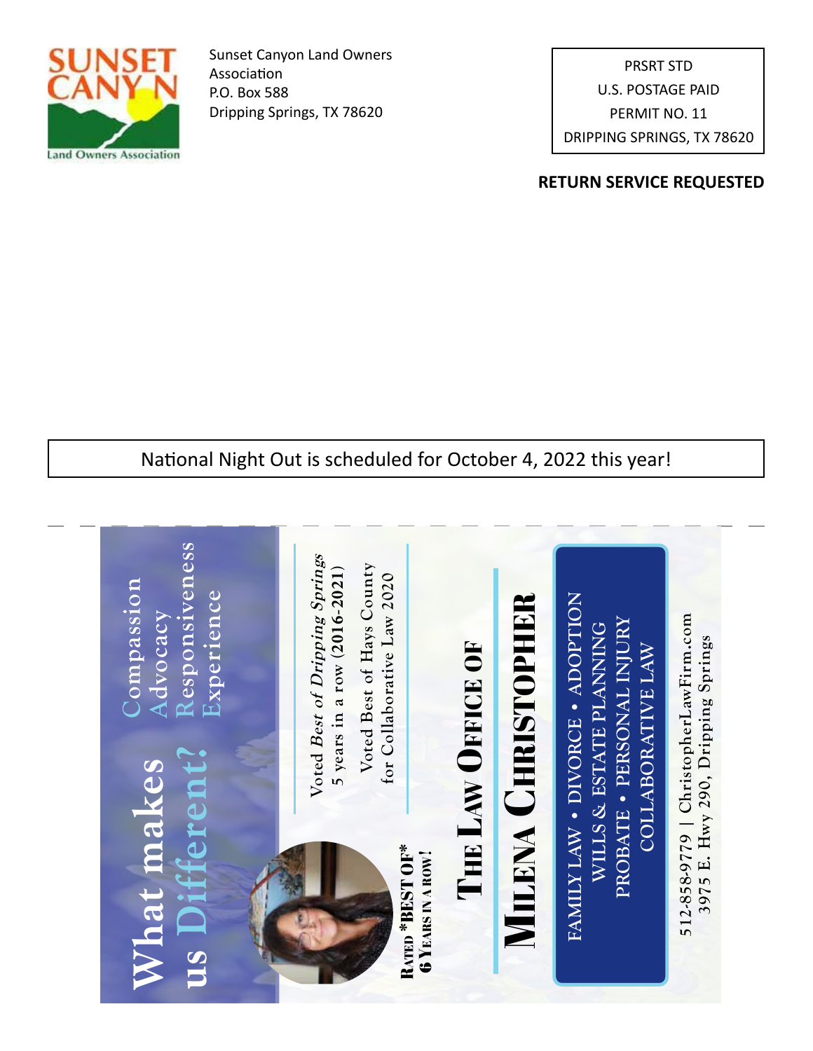Sunset Canyon Land Owners Association
P.O. Box 588
Dripping Springs, TX 78620

PRSRT STD
U.S. POSTAGE PAID
PERMIT NO. 11
DRIPPING SPRINGS, TX 78620

**RETURN SERVICE REQUESTED**

National Night Out is scheduled for October 4, 2022 this year!

What makes us Different?

Compassion
Advocacy
Responsiveness
Experience

Voted *Best of Dripping Springs*
5 years in a row (2016-2021)

Voted Best of Hays County
for Collaborative Law 2020

RATED *BEST OF*
6 YEARS IN A ROW!

**THE LAW OFFICE OF**

**MILENA CHRISTOPHER**

FAMILY LAW • DIVORCE • ADOPTION
WILLS & ESTATE PLANNING
PROBATE • PERSONAL INJURY
COLLABORATIVE LAW

512-858-9779 | ChristopherLawFirm.com
3975 E. Hwy 290, Dripping Springs